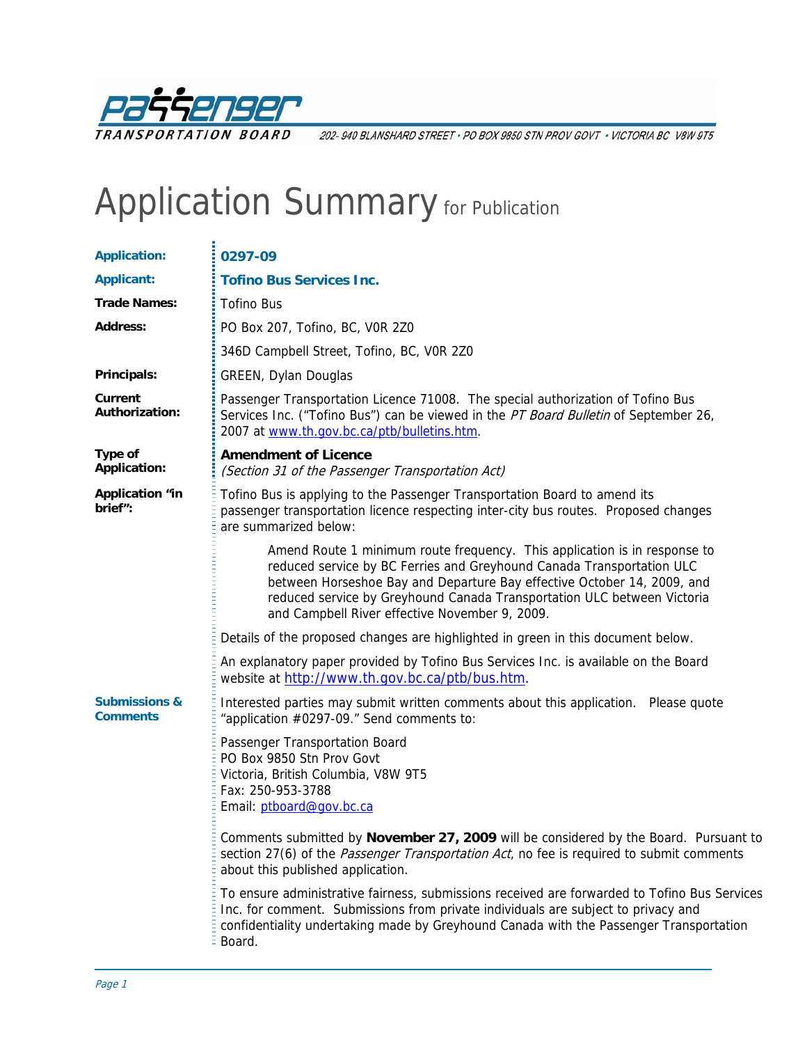PASSENGER TRANSPORTATION BOARD 202- 940 BLANSHARD STREET • PO BOX 9850 STN PROV GOVT • VICTORIA BC V8W 9T5

# Application Summary for Publication

| | |
|---|---|
| **Application:** | **0297-09** |
| **Applicant:** | **Tofino Bus Services Inc.** |
| **Trade Names:** | Tofino Bus |
| **Address:** | PO Box 207, Tofino, BC, V0R 2Z0<br>346D Campbell Street, Tofino, BC, V0R 2Z0 |
| **Principals:** | GREEN, Dylan Douglas |
| **Current Authorization:** | Passenger Transportation Licence 71008. The special authorization of Tofino Bus Services Inc. ("Tofino Bus") can be viewed in the *PT Board Bulletin* of September 26, 2007 at www.th.gov.bc.ca/ptb/bulletins.htm. |
| **Type of Application:** | **Amendment of Licence**<br>*(Section 31 of the Passenger Transportation Act)* |
| **Application "in brief":** | Tofino Bus is applying to the Passenger Transportation Board to amend its passenger transportation licence respecting inter-city bus routes. Proposed changes are summarized below:<br><br>Amend Route 1 minimum route frequency. This application is in response to reduced service by BC Ferries and Greyhound Canada Transportation ULC between Horseshoe Bay and Departure Bay effective October 14, 2009, and reduced service by Greyhound Canada Transportation ULC between Victoria and Campbell River effective November 9, 2009.<br><br>Details of the proposed changes are highlighted in green in this document below.<br><br>An explanatory paper provided by Tofino Bus Services Inc. is available on the Board website at http://www.th.gov.bc.ca/ptb/bus.htm. |
| **Submissions & Comments** | Interested parties may submit written comments about this application. Please quote "application #0297-09." Send comments to:<br><br>Passenger Transportation Board<br>PO Box 9850 Stn Prov Govt<br>Victoria, British Columbia, V8W 9T5<br>Fax: 250-953-3788<br>Email: ptboard@gov.bc.ca<br><br>Comments submitted by **November 27, 2009** will be considered by the Board. Pursuant to section 27(6) of the *Passenger Transportation Act*, no fee is required to submit comments about this published application.<br><br>To ensure administrative fairness, submissions received are forwarded to Tofino Bus Services Inc. for comment. Submissions from private individuals are subject to privacy and confidentiality undertaking made by Greyhound Canada with the Passenger Transportation Board. |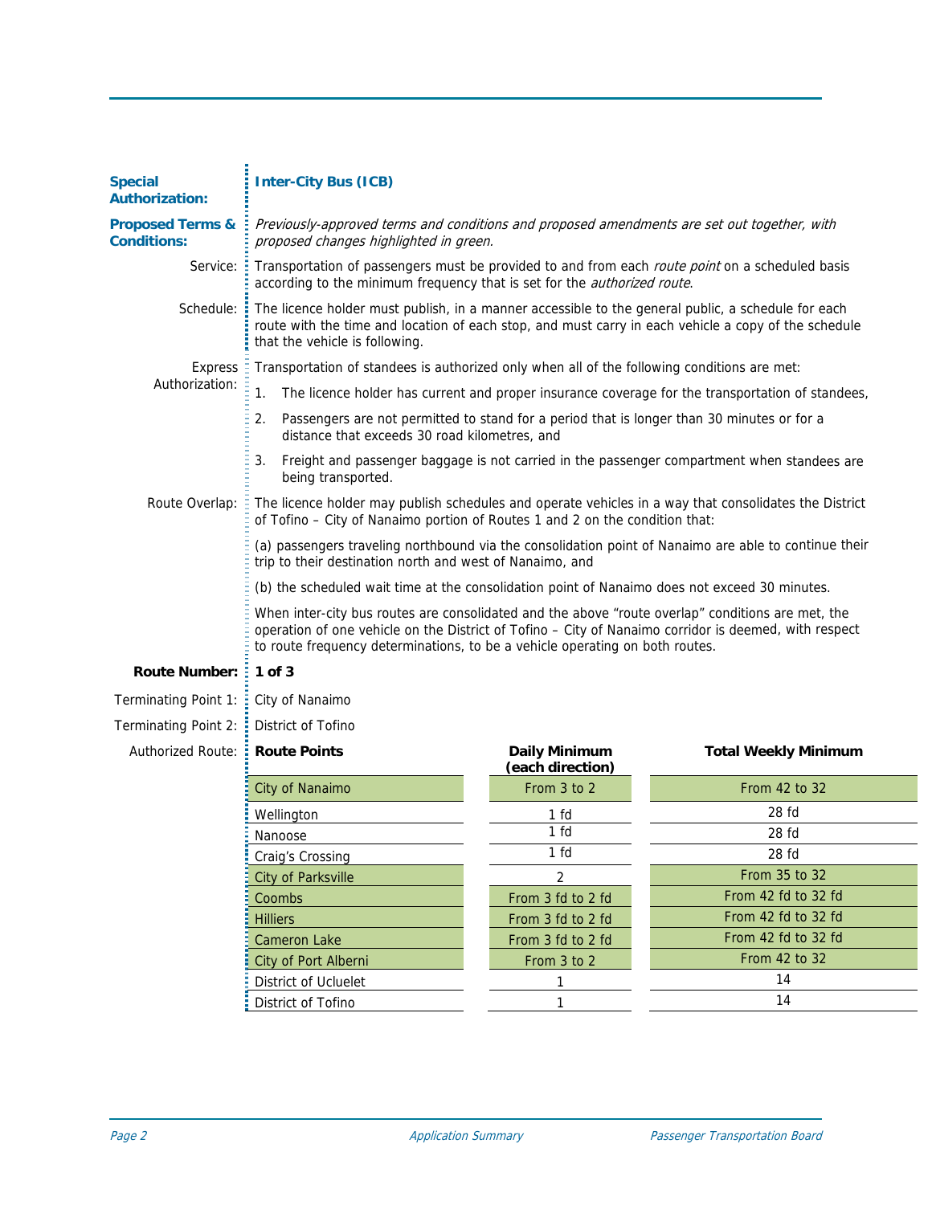**Special Authorization:** **Inter-City Bus (ICB)**

**Proposed Terms & Conditions:** *Previously-approved terms and conditions and proposed amendments are set out together, with proposed changes highlighted in green.*

Service: Transportation of passengers must be provided to and from each *route point* on a scheduled basis according to the minimum frequency that is set for the *authorized route*.

Schedule: The licence holder must publish, in a manner accessible to the general public, a schedule for each route with the time and location of each stop, and must carry in each vehicle a copy of the schedule that the vehicle is following.

Express Authorization: Transportation of standees is authorized only when all of the following conditions are met:

1. The licence holder has current and proper insurance coverage for the transportation of standees,
2. Passengers are not permitted to stand for a period that is longer than 30 minutes or for a distance that exceeds 30 road kilometres, and
3. Freight and passenger baggage is not carried in the passenger compartment when standees are being transported.

Route Overlap: The licence holder may publish schedules and operate vehicles in a way that consolidates the District of Tofino – City of Nanaimo portion of Routes 1 and 2 on the condition that:

(a) passengers traveling northbound via the consolidation point of Nanaimo are able to continue their trip to their destination north and west of Nanaimo, and

(b) the scheduled wait time at the consolidation point of Nanaimo does not exceed 30 minutes.

When inter-city bus routes are consolidated and the above "route overlap" conditions are met, the operation of one vehicle on the District of Tofino – City of Nanaimo corridor is deemed, with respect to route frequency determinations, to be a vehicle operating on both routes.

**Route Number:** **1 of 3**

Terminating Point 1: City of Nanaimo

Terminating Point 2: District of Tofino

Authorized Route:

| Route Points | Daily Minimum (each direction) | Total Weekly Minimum |
|---|---|---|
| City of Nanaimo | From 3 to 2 | From 42 to 32 |
| Wellington | 1 fd | 28 fd |
| Nanoose | 1 fd | 28 fd |
| Craig's Crossing | 1 fd | 28 fd |
| City of Parksville | 2 | From 35 to 32 |
| Coombs | From 3 fd to 2 fd | From 42 fd to 32 fd |
| Hilliers | From 3 fd to 2 fd | From 42 fd to 32 fd |
| Cameron Lake | From 3 fd to 2 fd | From 42 fd to 32 fd |
| City of Port Alberni | From 3 to 2 | From 42 to 32 |
| District of Ucluelet | 1 | 14 |
| District of Tofino | 1 | 14 |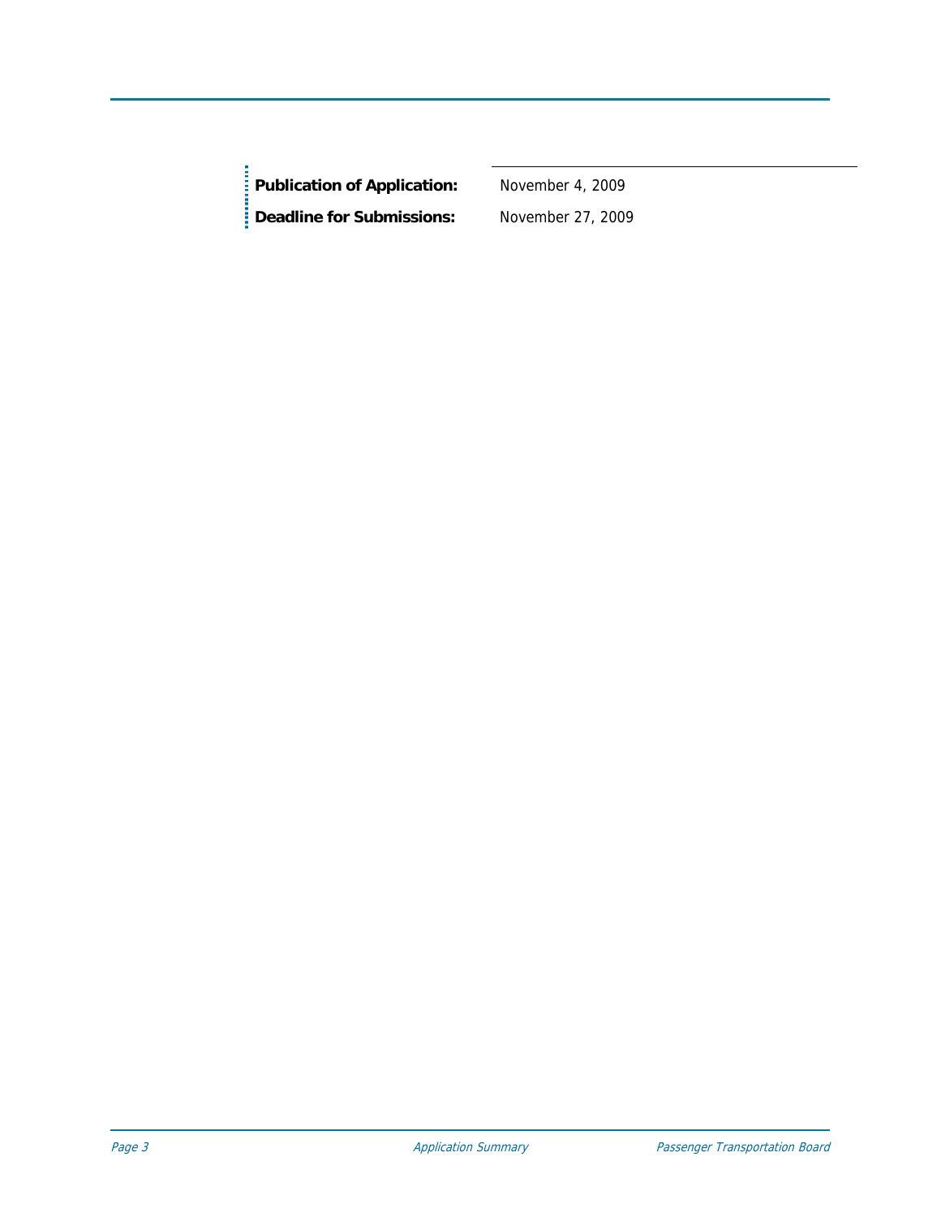| | |
|---|---|
| **Publication of Application:** | November 4, 2009 |
| **Deadline for Submissions:** | November 27, 2009 |